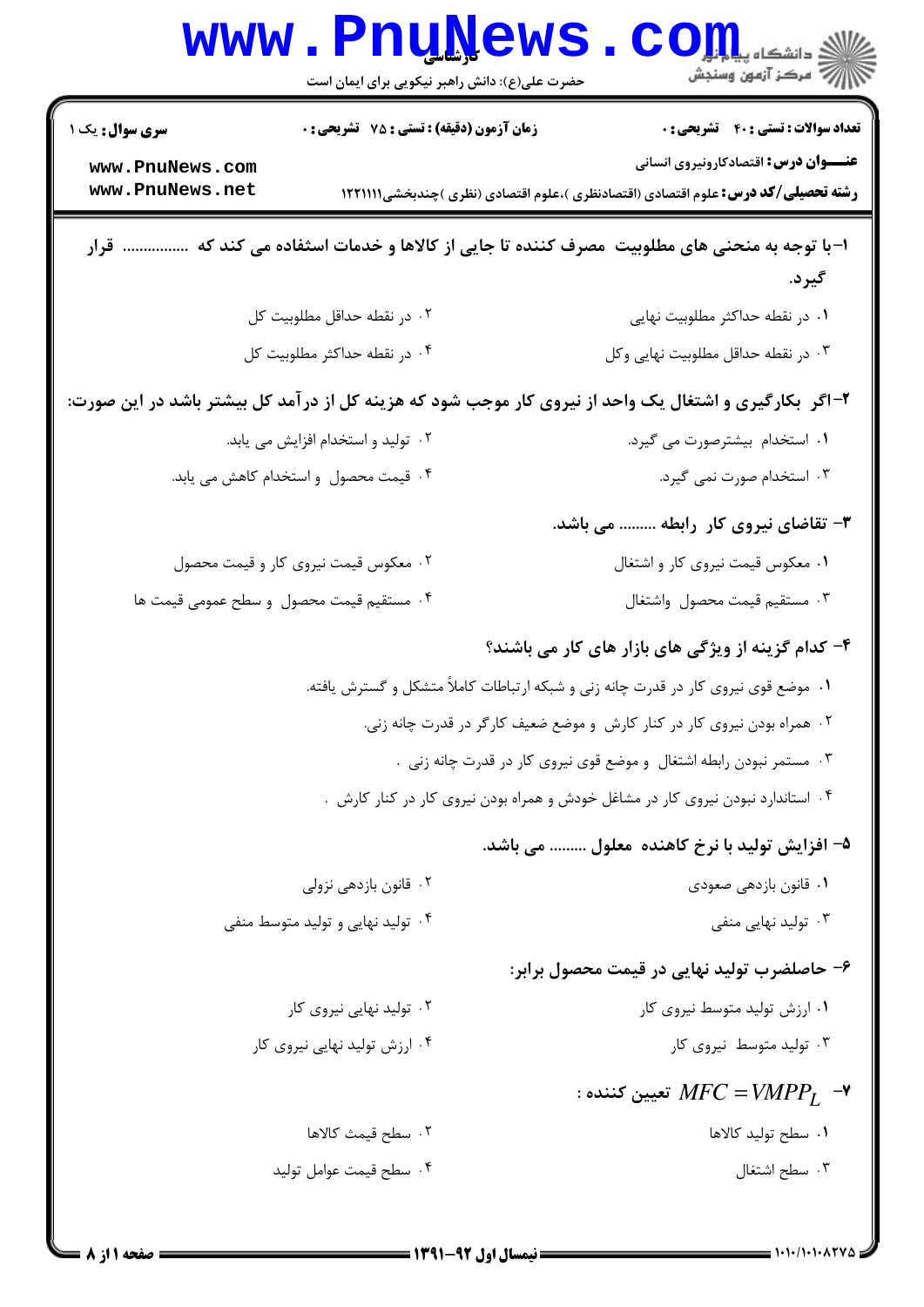**سری سوال:** یک ۱ | **زمان آزمون (دقیقه) : تستی : ۷۵ تشریحی : ۰** | **تعداد سوالات : تستی : ۴۰ تشریحی : ۰**

**عنـــوان درس:** اقتصادکارونیروی انسانی

**رشته تحصیلی/کد درس:** علوم اقتصادی (اقتصادنظری )،علوم اقتصادی (نظری )چندبخشی۱۲۲۱۱۱۱

**۱–با توجه به منحنی های مطلوبیت مصرف کننده تا جایی از کالاها و خدمات استفاده می کند که ............... قرار گیرد.**

۱. در نقطه حداکثر مطلوبیت نهایی

۲. در نقطه حداقل مطلوبیت کل

۳. در نقطه حداقل مطلوبیت نهایی وکل

۴. در نقطه حداکثر مطلوبیت کل

**۲–اگر بکارگیری و اشتغال یک واحد از نیروی کار موجب شود که هزینه کل از درآمد کل بیشتر باشد در این صورت:**

۱. استخدام بیشترصورت می گیرد.

۲. تولید و استخدام افزایش می یابد.

۳. استخدام صورت نمی گیرد.

۴. قیمت محصول و استخدام کاهش می یابد.

**۳– تقاضای نیروی کار رابطه ......... می باشد.**

۱. معکوس قیمت نیروی کار و اشتغال

۲. معکوس قیمت نیروی کار و قیمت محصول

۳. مستقیم قیمت محصول واشتغال

۴. مستقیم قیمت محصول و سطح عمومی قیمت ها

**۴– کدام گزینه از ویژگی های بازار های کار می باشند؟**

۱. موضع قوی نیروی کار در قدرت چانه زنی و شبکه ارتباطات کاملاً متشکل و گسترش یافته.

۲. همراه بودن نیروی کار در کنار کارش و موضع ضعیف کارگر در قدرت چانه زنی.

۳. مستمر نبودن رابطه اشتغال و موضع قوی نیروی کار در قدرت چانه زنی .

۴. استاندارد نبودن نیروی کار در مشاغل خودش و همراه بودن نیروی کار در کنار کارش .

**۵– افزایش تولید با نرخ کاهنده معلول ......... می باشد.**

۱. قانون بازدهی صعودی

۲. قانون بازدهی نزولی

۳. تولید نهایی منفی

۴. تولید نهایی و تولید متوسط منفی

**۶– حاصلضرب تولید نهایی در قیمت محصول برابر:**

۱. ارزش تولید متوسط نیروی کار

۲. تولید نهایی نیروی کار

۳. تولید متوسط نیروی کار

۴. ارزش تولید نهایی نیروی کار

**۷– $MFC = VMPP_L$ تعیین کننده :**

۱. سطح تولید کالاها

۲. سطح قیمث کالاها

۳. سطح اشتغال

۴. سطح قیمت عوامل تولید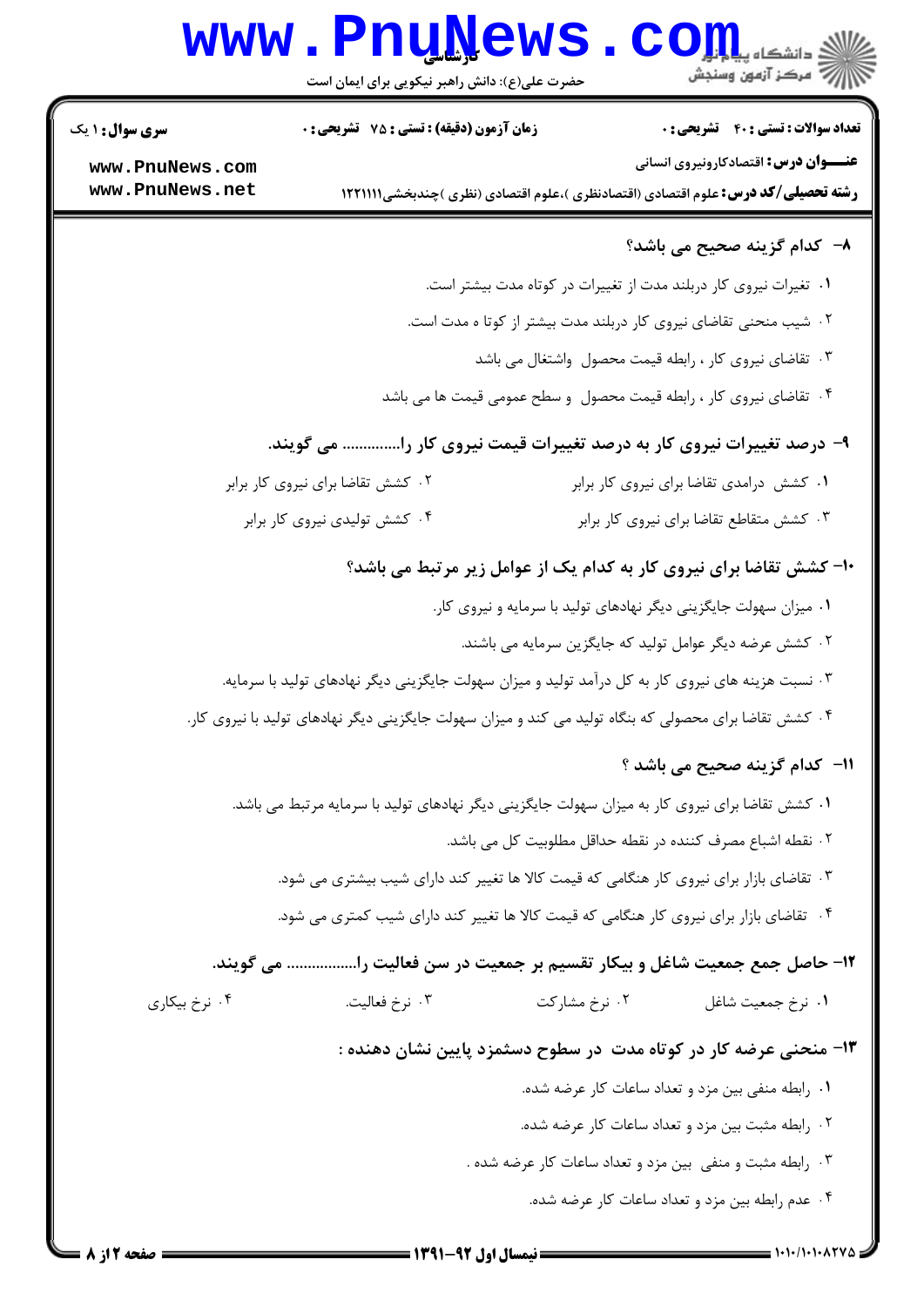۸- کدام گزینه صحیح می باشد؟

۱. تغییرات نیروی کار دربلند مدت از تغییرات در کوتاه مدت بیشتر است.

۲. شیب منحنی تقاضای نیروی کار دربلند مدت بیشتر از کوتا ه مدت است.

۳. تقاضای نیروی کار ، رابطه قیمت محصول واشتغال می باشد

۴. تقاضای نیروی کار ، رابطه قیمت محصول و سطح عمومی قیمت ها می باشد

۹- درصد تغییرات نیروی کار به درصد تغییرات قیمت نیروی کار را............. می گویند.

۱. کشش درامدی تقاضا برای نیروی کار برابر

۲. کشش تقاضا برای نیروی کار برابر

۳. کشش متقاطع تقاضا برای نیروی کار برابر

۴. کشش تولیدی نیروی کار برابر

۱۰- کشش تقاضا برای نیروی کار به کدام یک از عوامل زیر مرتبط می باشد؟

۱. میزان سهولت جایگزینی دیگر نهادهای تولید با سرمایه و نیروی کار.

۲. کشش عرضه دیگر عوامل تولید که جایگزین سرمایه می باشند.

۳. نسبت هزینه های نیروی کار به کل درآمد تولید و میزان سهولت جایگزینی دیگر نهادهای تولید با سرمایه.

۴. کشش تقاضا برای محصولی که بنگاه تولید می کند و میزان سهولت جایگزینی دیگر نهادهای تولید با نیروی کار.

۱۱- کدام گزینه صحیح می باشد ؟

۱. کشش تقاضا برای نیروی کار به میزان سهولت جایگزینی دیگر نهادهای تولید با سرمایه مرتبط می باشد.

۲. نقطه اشباع مصرف کننده در نقطه حداقل مطلوبیت کل می باشد.

۳. تقاضای بازار برای نیروی کار هنگامی که قیمت کالا ها تغییر کند دارای شیب بیشتری می شود.

۴. تقاضای بازار برای نیروی کار هنگامی که قیمت کالا ها تغییر کند دارای شیب کمتری می شود.

۱۲- حاصل جمع جمعیت شاغل و بیکار تقسیم بر جمعیت در سن فعالیت را................ می گویند.

۱. نرخ جمعیت شاغل

۲. نرخ مشارکت

۳. نرخ فعالیت.

۴. نرخ بیکاری

۱۳- منحنی عرضه کار در کوتاه مدت در سطوح دستمزد پایین نشان دهنده :

۱. رابطه منفی بین مزد و تعداد ساعات کار عرضه شده.

۲. رابطه مثبت بین مزد و تعداد ساعات کار عرضه شده.

۳. رابطه مثبت و منفی بین مزد و تعداد ساعات کار عرضه شده .

۴. عدم رابطه بین مزد و تعداد ساعات کار عرضه شده.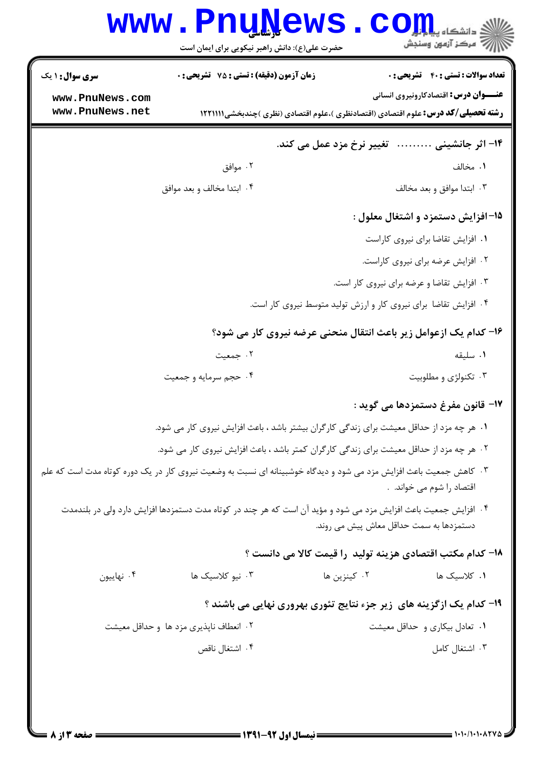۱۴- اثر جانشینی ......... تغییر نرخ مزد عمل می کند.

۱. مخالف
۲. موافق
۳. ابتدا موافق و بعد مخالف
۴. ابتدا مخالف و بعد موافق

۱۵-افزایش دستمزد و اشتغال معلول :

۱. افزایش تقاضا برای نیروی کاراست
۲. افزایش عرضه برای نیروی کاراست.
۳. افزایش تقاضا و عرضه برای نیروی کار است.
۴. افزایش تقاضا برای نیروی کار و ارزش تولید متوسط نیروی کار است.

۱۶- کدام یک ازعوامل زیر باعث انتقال منحنی عرضه نیروی کار می شود؟

۱. سلیقه
۲. جمعیت
۳. تکنولوژی و مطلوبیت
۴. حجم سرمایه و جمعیت

۱۷- قانون مفرغ دستمزدها می گوید :

۱. هر چه مزد از حداقل معیشت برای زندگی کارگران بیشتر باشد ، باعث افزایش نیروی کار می شود.
۲. هر چه مزد از حداقل معیشت برای زندگی کارگران کمتر باشد ، باعث افزایش نیروی کار می شود.
۳. کاهش جمعیت باعث افزایش مزد می شود و دیدگاه خوشبینانه ای نسبت به وضعیت نیروی کار در یک دوره کوتاه مدت است که علم اقتصاد را شوم می خواند. .
۴. افزایش جمعیت باعث افزایش مزد می شود و مؤید آن است که هر چند در کوتاه مدت دستمزدها افزایش دارد ولی در بلندمدت دستمزدها به سمت حداقل معاش پیش می روند.

۱۸- کدام مکتب اقتصادی هزینه تولید را قیمت کالا می دانست ؟

۱. کلاسیک ها
۲. کینزین ها
۳. نیو کلاسیک ها
۴. نهاییون

۱۹- کدام یک ازگزینه های زیر جزء نتایج تئوری بهروری نهایی می باشند ؟

۱. تعادل بیکاری و حداقل معیشت
۲. انعطاف ناپذیری مزد ها و حداقل معیشت
۳. اشتغال کامل
۴. اشتغال ناقص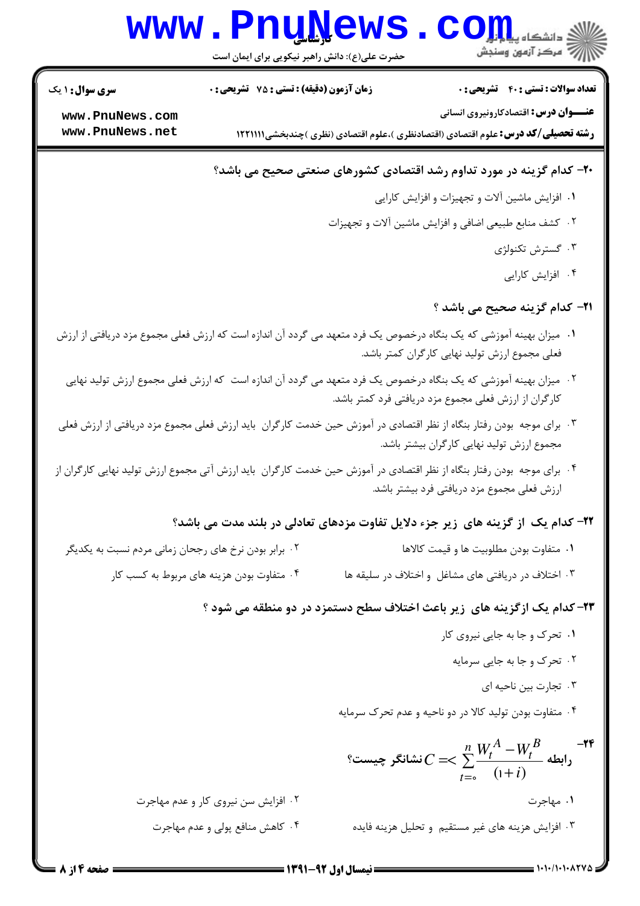**۲۰- کدام گزینه در مورد تداوم رشد اقتصادی کشورهای صنعتی صحیح می باشد؟**

۱. افزایش ماشین آلات و تجهیزات و افزایش کارایی

۲. کشف منابع طبیعی اضافی و افزایش ماشین آلات و تجهیزات

۳. گسترش تکنولوژی

۴. افزایش کارایی

**۲۱- کدام گزینه صحیح می باشد ؟**

۱. میزان بهینه آموزشی که یک بنگاه درخصوص یک فرد متعهد می گردد آن اندازه است که ارزش فعلی مجموع مزد دریافتی از ارزش فعلی مجموع ارزش تولید نهایی کارگران کمتر باشد.

۲. میزان بهینه آموزشی که یک بنگاه درخصوص یک فرد متعهد می گردد آن اندازه است که ارزش فعلی مجموع ارزش تولید نهایی کارگران از ارزش فعلی مجموع مزد دریافتی فرد کمتر باشد.

۳. برای موجه بودن رفتار بنگاه از نظر اقتصادی در آموزش حین خدمت کارگران باید ارزش فعلی مجموع مزد دریافتی از ارزش فعلی مجموع ارزش تولید نهایی کارگران بیشتر باشد.

۴. برای موجه بودن رفتار بنگاه از نظر اقتصادی در آموزش حین خدمت کارگران باید ارزش آتی مجموع ارزش تولید نهایی کارگران از ارزش فعلی مجموع مزد دریافتی فرد بیشتر باشد.

**۲۲- کدام یک از گزینه های زیر جزء دلایل تفاوت مزدهای تعادلی در بلند مدت می باشد؟**

۱. متفاوت بودن مطلوبیت ها و قیمت کالاها

۲. برابر بودن نرخ های رجحان زمانی مردم نسبت به یکدیگر

۳. اختلاف در دریافتی های مشاغل و اختلاف در سلیقه ها

۴. متفاوت بودن هزینه های مربوط به کسب کار

**۲۳- کدام یک ازگزینه های زیر باعث اختلاف سطح دستمزد در دو منطقه می شود ؟**

۱. تحرک و جا به جایی نیروی کار

۲. تحرک و جا به جایی سرمایه

۳. تجارت بین ناحیه ای

۴. متفاوت بودن تولید کالا در دو ناحیه و عدم تحرک سرمایه

**۲۴- رابطه $C =< \sum_{t=0}^{n} \frac{W_t^A - W_t^B}{(1+i)}$ نشانگر چیست؟**

۱. مهاجرت

۲. افزایش سن نیروی کار و عدم مهاجرت

۳. افزایش هزینه های غیر مستقیم و تحلیل هزینه فایده

۴. کاهش منافع پولی و عدم مهاجرت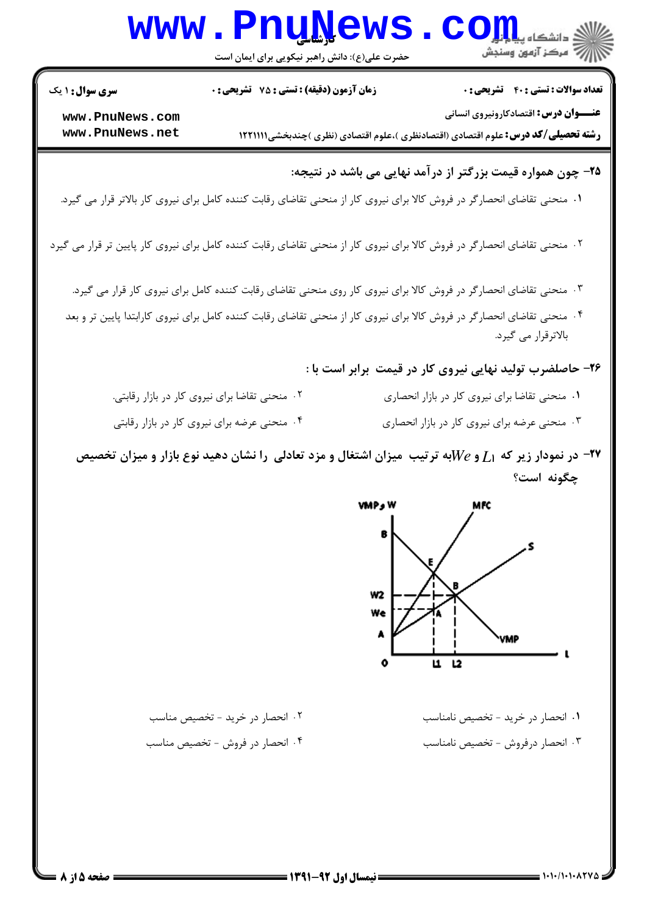**۲۵- چون همواره قیمت بزرگتر از درآمد نهایی می باشد در نتیجه:**

۱. منحنی تقاضای انحصارگر در فروش کالا برای نیروی کار از منحنی تقاضای رقابت کننده کامل برای نیروی کار بالاتر قرار می گیرد.

۲. منحنی تقاضای انحصارگر در فروش کالا برای نیروی کار از منحنی تقاضای رقابت کننده کامل برای نیروی کار پایین تر قرار می گیرد

۳. منحنی تقاضای انحصارگر در فروش کالا برای نیروی کار روی منحنی تقاضای رقابت کننده کامل برای نیروی کار قرار می گیرد.

۴. منحنی تقاضای انحصارگر در فروش کالا برای نیروی کار از منحنی تقاضای رقابت کننده کامل برای نیروی کارابتدا پایین تر و بعد بالاترقرار می گیرد.

**۲۶- حاصلضرب تولید نهایی نیروی کار در قیمت برابر است با :**

۱. منحنی تقاضا برای نیروی کار در بازار انحصاری

۲. منحنی تقاضا برای نیروی کار در بازار رقابتی.

۳. منحنی عرضه برای نیروی کار در بازار انحصاری

۴. منحنی عرضه برای نیروی کار در بازار رقابتی

**۲۷- در نمودار زیر که $L_1$ و $We$ به ترتیب میزان اشتغال و مزد تعادلی را نشان دهید نوع بازار و میزان تخصیص چگونه است؟**

۱. انحصار در خرید - تخصیص نامناسب

۲. انحصار در خرید - تخصیص مناسب

۳. انحصار درفروش - تخصیص نامناسب

۴. انحصار در فروش - تخصیص مناسب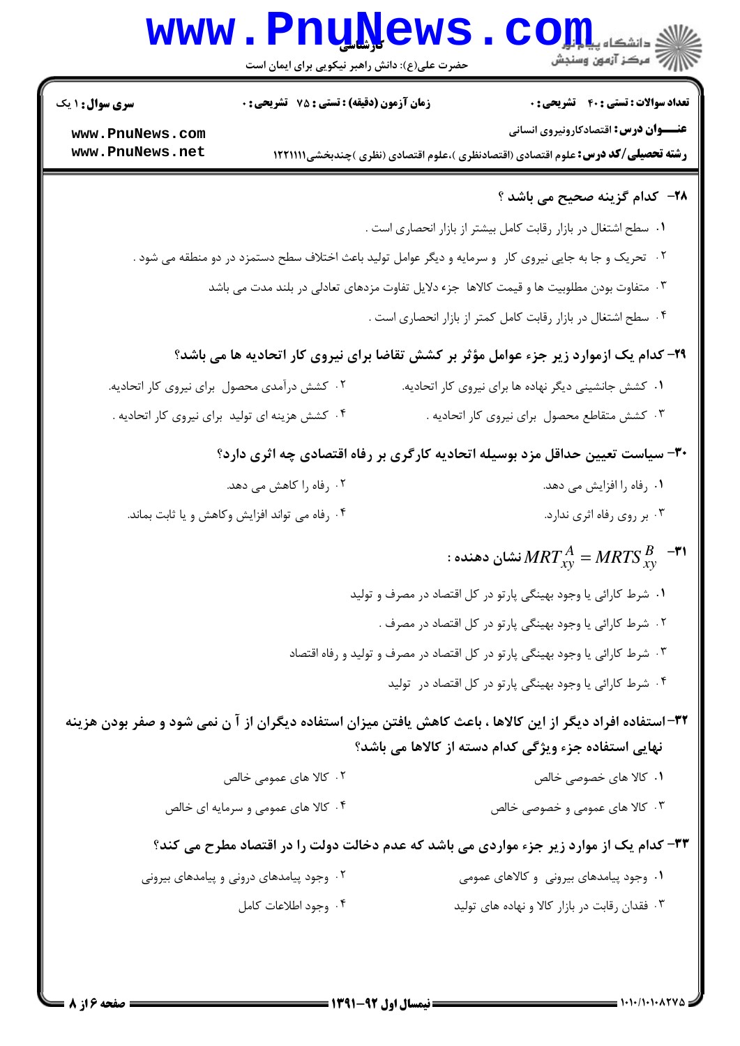**۲۸- کدام گزینه صحیح می باشد ؟**

۱. سطح اشتغال در بازار رقابت کامل بیشتر از بازار انحصاری است .

۲. تحریک و جا به جایی نیروی کار و سرمایه و دیگر عوامل تولید باعث اختلاف سطح دستمزد در دو منطقه می شود .

۳. متفاوت بودن مطلوبیت ها و قیمت کالاها جزء دلایل تفاوت مزدهای تعادلی در بلند مدت می باشد

۴. سطح اشتغال در بازار رقابت کامل کمتر از بازار انحصاری است .

**۲۹- کدام یک ازموارد زیر جزء عوامل مؤثر بر کشش تقاضا برای نیروی کار اتحادیه ها می باشد؟**

۱. کشش جانشینی دیگر نهاده ها برای نیروی کار اتحادیه.

۲. کشش درآمدی محصول برای نیروی کار اتحادیه.

۳. کشش متقاطع محصول برای نیروی کار اتحادیه .

۴. کشش هزینه ای تولید برای نیروی کار اتحادیه .

**۳۰- سیاست تعیین حداقل مزد بوسیله اتحادیه کارگری بر رفاه اقتصادی چه اثری دارد؟**

۱. رفاه را افزایش می دهد.

۲. رفاه را کاهش می دهد.

۳. بر روی رفاه اثری ندارد.

۴. رفاه می تواند افزایش وکاهش و یا ثابت بماند.

**۳۱- $MRT^{A}_{xy} = MRTS^{B}_{xy}$ نشان دهنده :**

۱. شرط کارائی یا وجود بهینگی پارتو در کل اقتصاد در مصرف و تولید

۲. شرط کارائی یا وجود بهینگی پارتو در کل اقتصاد در مصرف .

۳. شرط کارائی یا وجود بهینگی پارتو در کل اقتصاد در مصرف و تولید و رفاه اقتصاد

۴. شرط کارائی یا وجود بهینگی پارتو در کل اقتصاد در تولید

**۳۲-استفاده افراد دیگر از این کالاها ، باعث کاهش یافتن میزان استفاده دیگران از آ ن نمی شود و صفر بودن هزینه نهایی استفاده جزء ویژگی کدام دسته از کالاها می باشد؟**

۱. کالا های خصوصی خالص

۲. کالا های عمومی خالص

۳. کالا های عمومی و خصوصی خالص

۴. کالا های عمومی و سرمایه ای خالص

**۳۳- کدام یک از موارد زیر جزء مواردی می باشد که عدم دخالت دولت را در اقتصاد مطرح می کند؟**

۱. وجود پیامدهای بیرونی و کالاهای عمومی

۲. وجود پیامدهای درونی و پیامدهای بیرونی

۳. فقدان رقابت در بازار کالا و نهاده های تولید

۴. وجود اطلاعات کامل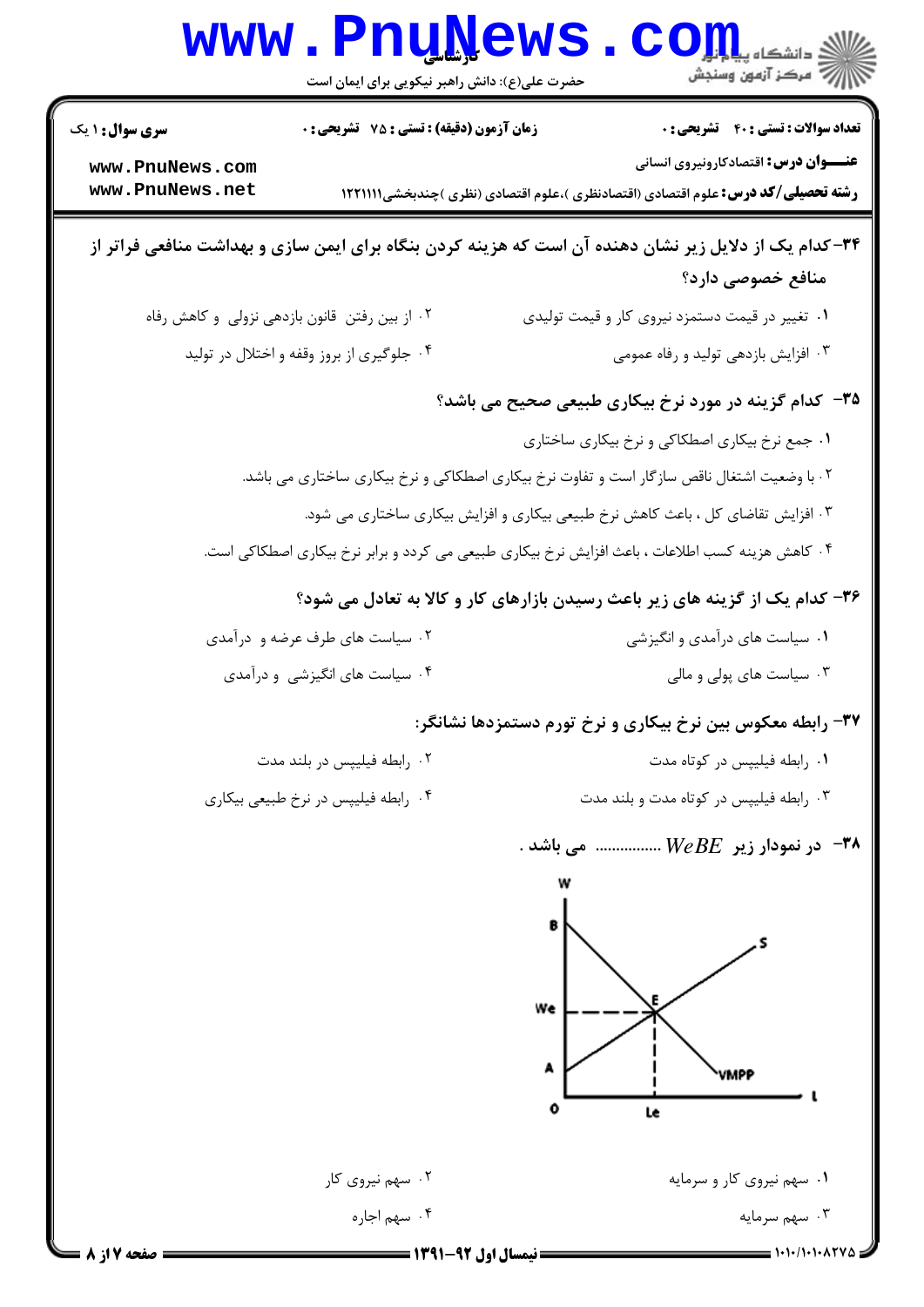سری سؤال: ۱ یک

زمان آزمون (دقیقه) : تستی : ۷۵ تشریحی : ۰

تعداد سوالات : تستی : ۴۰ تشریحی : ۰

**عنوان درس:** اقتصادکارونیروی انسانی

**رشته تحصیلی/کد درس:** علوم اقتصادی (اقتصادنظری )،علوم اقتصادی (نظری )چندبخشی۱۲۲۱۱۱۱

**۳۴-** کدام یک از دلایل زیر نشان دهنده آن است که هزینه کردن بنگاه برای ایمن سازی و بهداشت منافعی فراتر از منافع خصوصی دارد؟

۱. تغییر در قیمت دستمزد نیروی کار و قیمت تولیدی

۲. از بین رفتن قانون بازدهی نزولی و کاهش رفاه

۳. افزایش بازدهی تولید و رفاه عمومی

۴. جلوگیری از بروز وقفه و اختلال در تولید

**۳۵-** کدام گزینه در مورد نرخ بیکاری طبیعی صحیح می باشد؟

۱. جمع نرخ بیکاری اصطکاکی و نرخ بیکاری ساختاری

۲. با وضعیت اشتغال ناقص سازگار است و تفاوت نرخ بیکاری اصطکاکی و نرخ بیکاری ساختاری می باشد.

۳. افزایش تقاضای کل ، باعث کاهش نرخ طبیعی بیکاری و افزایش بیکاری ساختاری می شود.

۴. کاهش هزینه کسب اطلاعات ، باعث افزایش نرخ بیکاری طبیعی می کردد و برابر نرخ بیکاری اصطکاکی است.

**۳۶-** کدام یک از گزینه های زیر باعث رسیدن بازارهای کار و کالا به تعادل می شود؟

۱. سیاست های درآمدی و انگیزشی

۲. سیاست های طرف عرضه و درآمدی

۳. سیاست های پولی و مالی

۴. سیاست های انگیزشی و درآمدی

**۳۷-** رابطه معکوس بین نرخ بیکاری و نرخ تورم دستمزدها نشانگر:

۱. رابطه فیلیپس در کوتاه مدت

۲. رابطه فیلیپس در بلند مدت

۳. رابطه فیلیپس در کوتاه مدت و بلند مدت

۴. رابطه فیلیپس در نرخ طبیعی بیکاری

**۳۸-** در نمودار زیر $WeBE$ ................ می باشد .

۱. سهم نیروی کار و سرمایه

۲. سهم نیروی کار

۳. سهم سرمایه

۴. سهم اجاره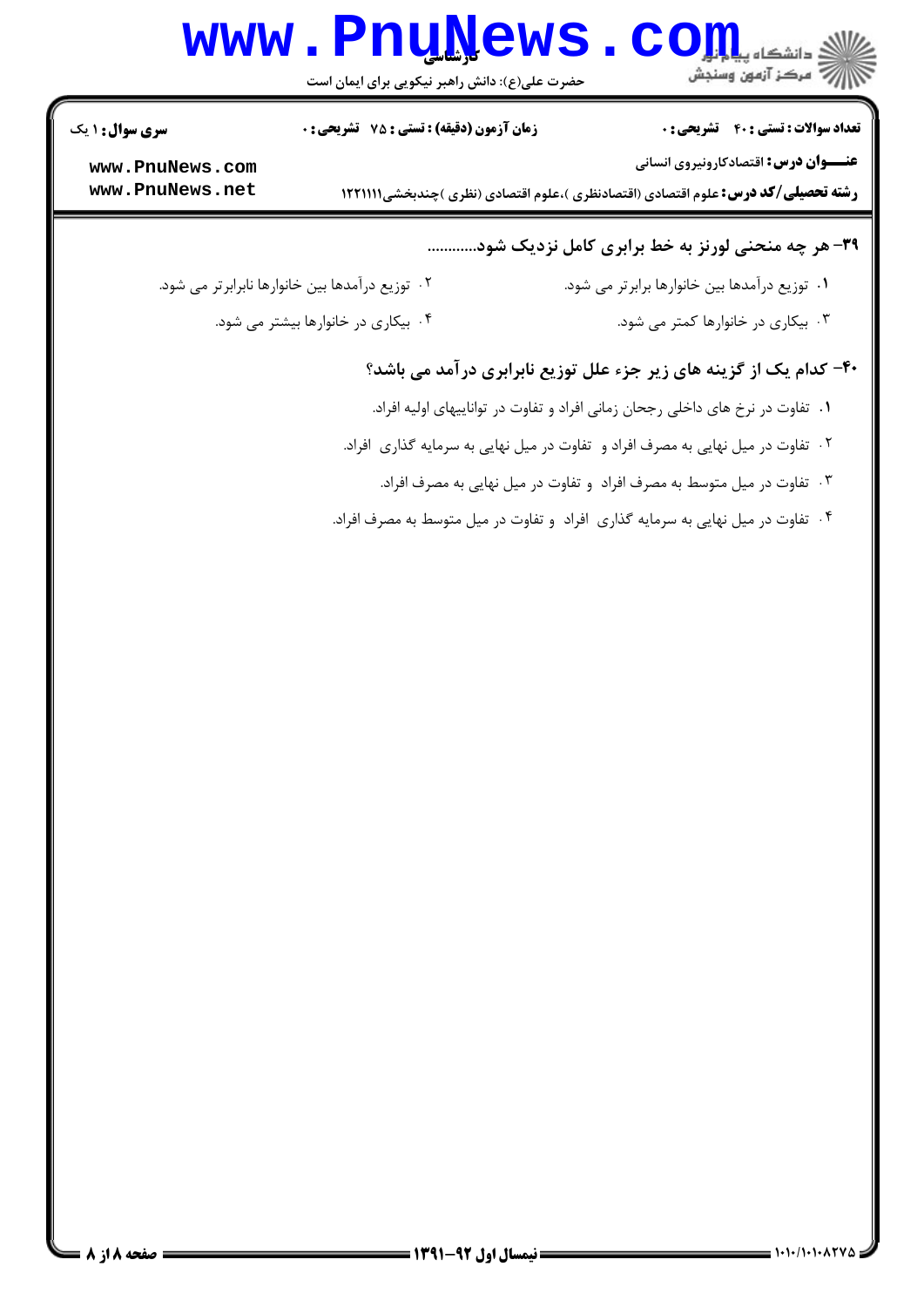**۳۹- هر چه منحنی لورنز به خط برابری کامل نزدیک شود............**

۱. توزیع درآمدها بین خانوارها برابرتر می شود.

۲. توزیع درآمدها بین خانوارها نابرابرتر می شود.

۳. بیکاری در خانوارها کمتر می شود.

۴. بیکاری در خانوارها بیشتر می شود.

**۴۰- کدام یک از گزینه های زیر جزء علل توزیع نابرابری درآمد می باشد؟**

۱. تفاوت در نرخ های داخلی رجحان زمانی افراد و تفاوت در تواناییهای اولیه افراد.

۲. تفاوت در میل نهایی به مصرف افراد و تفاوت در میل نهایی به سرمایه گذاری افراد.

۳. تفاوت در میل متوسط به مصرف افراد و تفاوت در میل نهایی به مصرف افراد.

۴. تفاوت در میل نهایی به سرمایه گذاری افراد و تفاوت در میل متوسط به مصرف افراد.